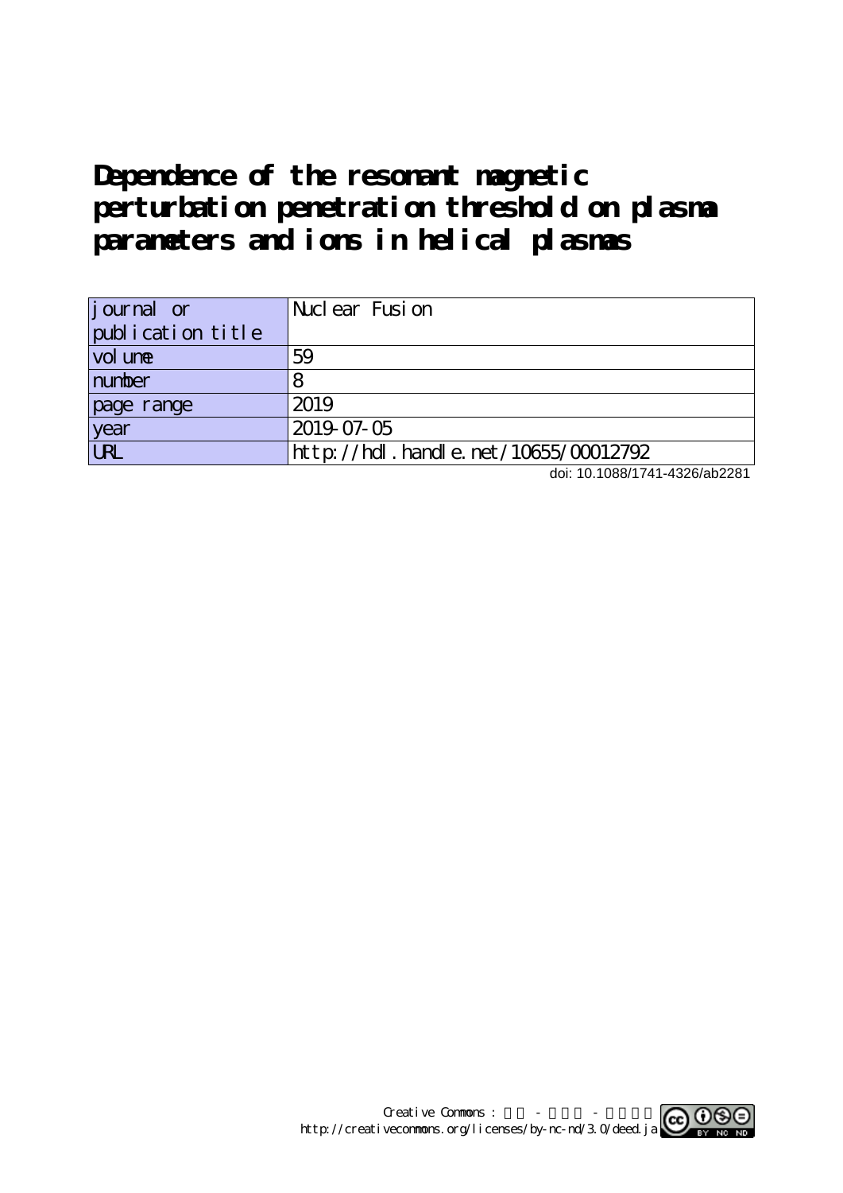# Dependence of the resonant magnetic perturbation penetration threshold on plasma parameters and ions in helical plasmas

| journal or publication title | Nuclear Fusion |
| --- | --- |
| volume | 59 |
| number | 8 |
| page range | 2019 |
| year | 2019-07-05 |
| URL | http://hdl.handle.net/10655/00012792 |

doi: 10.1088/1741-4326/ab2281

Creative Commons : 表示 - 非営利 - 改変禁止
http://creativecommons.org/licenses/by-nc-nd/3.0/deed.ja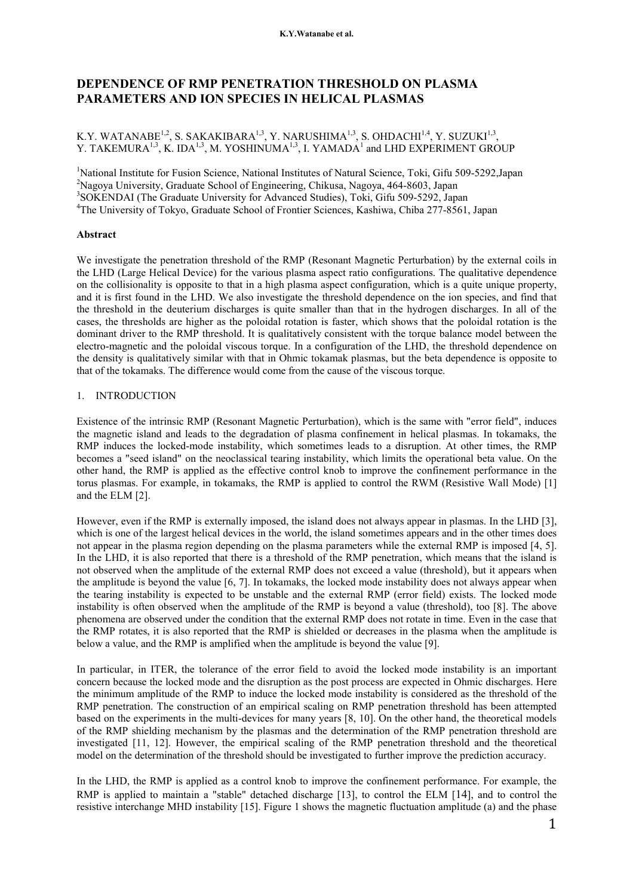# DEPENDENCE OF RMP PENETRATION THRESHOLD ON PLASMA PARAMETERS AND ION SPECIES IN HELICAL PLASMAS

K.Y. WATANABE[1,2], S. SAKAKIBARA[1,3], Y. NARUSHIMA[1,3], S. OHDACHI[1,4], Y. SUZUKI[1,3], Y. TAKEMURA[1,3], K. IDA[1,3], M. YOSHINUMA[1,3], I. YAMADA[1] and LHD EXPERIMENT GROUP

[1]National Institute for Fusion Science, National Institutes of Natural Science, Toki, Gifu 509-5292,Japan
[2]Nagoya University, Graduate School of Engineering, Chikusa, Nagoya, 464-8603, Japan
[3]SOKENDAI (The Graduate University for Advanced Studies), Toki, Gifu 509-5292, Japan
[4]The University of Tokyo, Graduate School of Frontier Sciences, Kashiwa, Chiba 277-8561, Japan

**Abstract**

We investigate the penetration threshold of the RMP (Resonant Magnetic Perturbation) by the external coils in the LHD (Large Helical Device) for the various plasma aspect ratio configurations. The qualitative dependence on the collisionality is opposite to that in a high plasma aspect configuration, which is a quite unique property, and it is first found in the LHD. We also investigate the threshold dependence on the ion species, and find that the threshold in the deuterium discharges is quite smaller than that in the hydrogen discharges. In all of the cases, the thresholds are higher as the poloidal rotation is faster, which shows that the poloidal rotation is the dominant driver to the RMP threshold. It is qualitatively consistent with the torque balance model between the electro-magnetic and the poloidal viscous torque. In a configuration of the LHD, the threshold dependence on the density is qualitatively similar with that in Ohmic tokamak plasmas, but the beta dependence is opposite to that of the tokamaks. The difference would come from the cause of the viscous torque.

## 1. INTRODUCTION

Existence of the intrinsic RMP (Resonant Magnetic Perturbation), which is the same with "error field", induces the magnetic island and leads to the degradation of plasma confinement in helical plasmas. In tokamaks, the RMP induces the locked-mode instability, which sometimes leads to a disruption. At other times, the RMP becomes a "seed island" on the neoclassical tearing instability, which limits the operational beta value. On the other hand, the RMP is applied as the effective control knob to improve the confinement performance in the torus plasmas. For example, in tokamaks, the RMP is applied to control the RWM (Resistive Wall Mode) [1] and the ELM [2].

However, even if the RMP is externally imposed, the island does not always appear in plasmas. In the LHD [3], which is one of the largest helical devices in the world, the island sometimes appears and in the other times does not appear in the plasma region depending on the plasma parameters while the external RMP is imposed [4, 5]. In the LHD, it is also reported that there is a threshold of the RMP penetration, which means that the island is not observed when the amplitude of the external RMP does not exceed a value (threshold), but it appears when the amplitude is beyond the value [6, 7]. In tokamaks, the locked mode instability does not always appear when the tearing instability is expected to be unstable and the external RMP (error field) exists. The locked mode instability is often observed when the amplitude of the RMP is beyond a value (threshold), too [8]. The above phenomena are observed under the condition that the external RMP does not rotate in time. Even in the case that the RMP rotates, it is also reported that the RMP is shielded or decreases in the plasma when the amplitude is below a value, and the RMP is amplified when the amplitude is beyond the value [9].

In particular, in ITER, the tolerance of the error field to avoid the locked mode instability is an important concern because the locked mode and the disruption as the post process are expected in Ohmic discharges. Here the minimum amplitude of the RMP to induce the locked mode instability is considered as the threshold of the RMP penetration. The construction of an empirical scaling on RMP penetration threshold has been attempted based on the experiments in the multi-devices for many years [8, 10]. On the other hand, the theoretical models of the RMP shielding mechanism by the plasmas and the determination of the RMP penetration threshold are investigated [11, 12]. However, the empirical scaling of the RMP penetration threshold and the theoretical model on the determination of the threshold should be investigated to further improve the prediction accuracy.

In the LHD, the RMP is applied as a control knob to improve the confinement performance. For example, the RMP is applied to maintain a "stable" detached discharge [13], to control the ELM [14], and to control the resistive interchange MHD instability [15]. Figure 1 shows the magnetic fluctuation amplitude (a) and the phase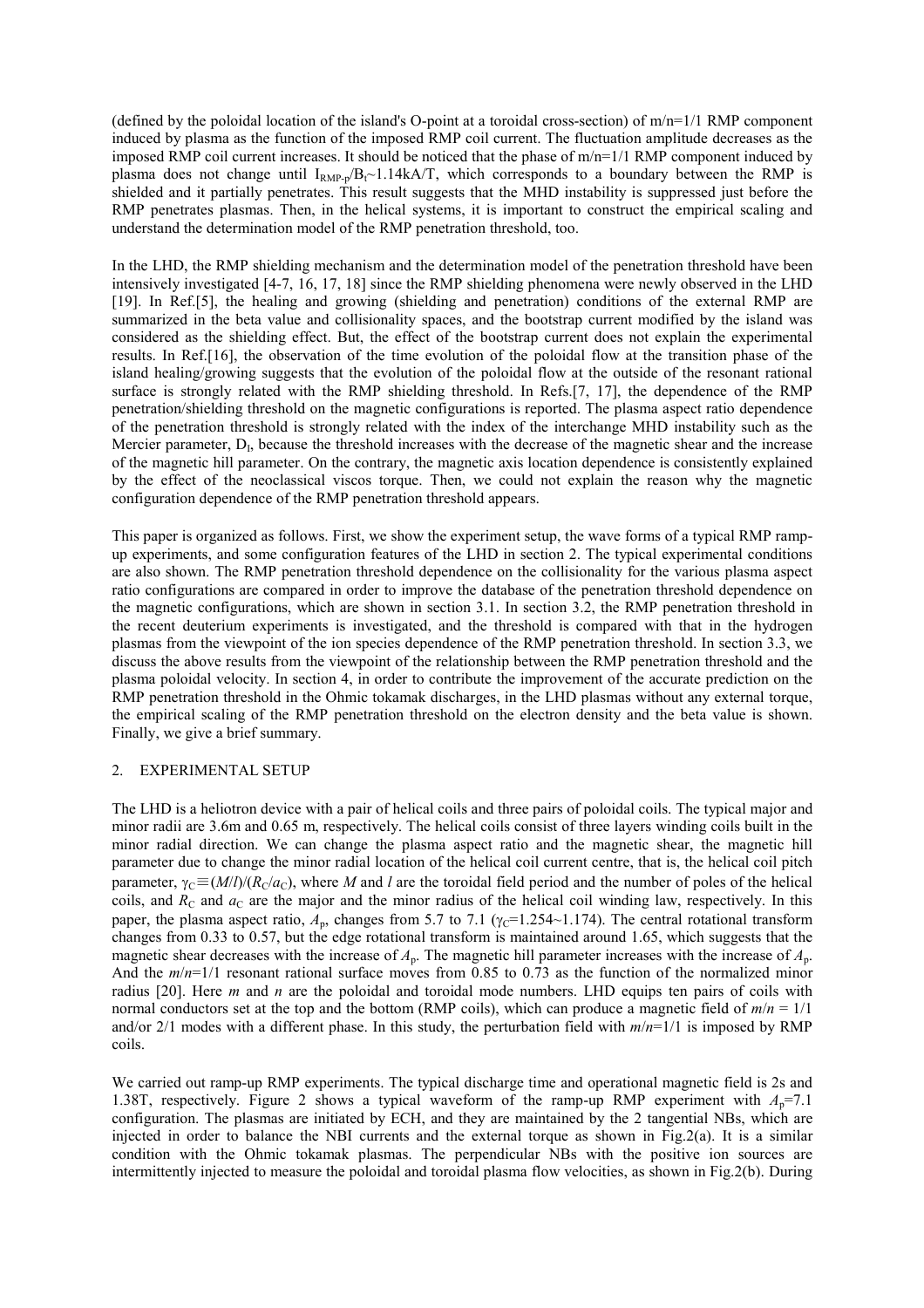(defined by the poloidal location of the island's O-point at a toroidal cross-section) of m/n=1/1 RMP component induced by plasma as the function of the imposed RMP coil current. The fluctuation amplitude decreases as the imposed RMP coil current increases. It should be noticed that the phase of m/n=1/1 RMP component induced by plasma does not change until $I_{RMP-p}/B_t$~1.14kA/T, which corresponds to a boundary between the RMP is shielded and it partially penetrates. This result suggests that the MHD instability is suppressed just before the RMP penetrates plasmas. Then, in the helical systems, it is important to construct the empirical scaling and understand the determination model of the RMP penetration threshold, too.

In the LHD, the RMP shielding mechanism and the determination model of the penetration threshold have been intensively investigated [4-7, 16, 17, 18] since the RMP shielding phenomena were newly observed in the LHD [19]. In Ref.[5], the healing and growing (shielding and penetration) conditions of the external RMP are summarized in the beta value and collisionality spaces, and the bootstrap current modified by the island was considered as the shielding effect. But, the effect of the bootstrap current does not explain the experimental results. In Ref.[16], the observation of the time evolution of the poloidal flow at the transition phase of the island healing/growing suggests that the evolution of the poloidal flow at the outside of the resonant rational surface is strongly related with the RMP shielding threshold. In Refs.[7, 17], the dependence of the RMP penetration/shielding threshold on the magnetic configurations is reported. The plasma aspect ratio dependence of the penetration threshold is strongly related with the index of the interchange MHD instability such as the Mercier parameter, $D_I$, because the threshold increases with the decrease of the magnetic shear and the increase of the magnetic hill parameter. On the contrary, the magnetic axis location dependence is consistently explained by the effect of the neoclassical viscos torque. Then, we could not explain the reason why the magnetic configuration dependence of the RMP penetration threshold appears.

This paper is organized as follows. First, we show the experiment setup, the wave forms of a typical RMP ramp-up experiments, and some configuration features of the LHD in section 2. The typical experimental conditions are also shown. The RMP penetration threshold dependence on the collisionality for the various plasma aspect ratio configurations are compared in order to improve the database of the penetration threshold dependence on the magnetic configurations, which are shown in section 3.1. In section 3.2, the RMP penetration threshold in the recent deuterium experiments is investigated, and the threshold is compared with that in the hydrogen plasmas from the viewpoint of the ion species dependence of the RMP penetration threshold. In section 3.3, we discuss the above results from the viewpoint of the relationship between the RMP penetration threshold and the plasma poloidal velocity. In section 4, in order to contribute the improvement of the accurate prediction on the RMP penetration threshold in the Ohmic tokamak discharges, in the LHD plasmas without any external torque, the empirical scaling of the RMP penetration threshold on the electron density and the beta value is shown. Finally, we give a brief summary.

## 2. EXPERIMENTAL SETUP

The LHD is a heliotron device with a pair of helical coils and three pairs of poloidal coils. The typical major and minor radii are 3.6m and 0.65 m, respectively. The helical coils consist of three layers winding coils built in the minor radial direction. We can change the plasma aspect ratio and the magnetic shear, the magnetic hill parameter due to change the minor radial location of the helical coil current centre, that is, the helical coil pitch parameter, $\gamma_C \equiv (M/l)/(R_C/a_C)$, where $M$ and $l$ are the toroidal field period and the number of poles of the helical coils, and $R_C$ and $a_C$ are the major and the minor radius of the helical coil winding law, respectively. In this paper, the plasma aspect ratio, $A_p$, changes from 5.7 to 7.1 ($\gamma_C$=1.254~1.174). The central rotational transform changes from 0.33 to 0.57, but the edge rotational transform is maintained around 1.65, which suggests that the magnetic shear decreases with the increase of $A_p$. The magnetic hill parameter increases with the increase of $A_p$. And the $m/n$=1/1 resonant rational surface moves from 0.85 to 0.73 as the function of the normalized minor radius [20]. Here $m$ and $n$ are the poloidal and toroidal mode numbers. LHD equips ten pairs of coils with normal conductors set at the top and the bottom (RMP coils), which can produce a magnetic field of $m/n$ = 1/1 and/or 2/1 modes with a different phase. In this study, the perturbation field with $m/n$=1/1 is imposed by RMP coils.

We carried out ramp-up RMP experiments. The typical discharge time and operational magnetic field is 2s and 1.38T, respectively. Figure 2 shows a typical waveform of the ramp-up RMP experiment with $A_p$=7.1 configuration. The plasmas are initiated by ECH, and they are maintained by the 2 tangential NBs, which are injected in order to balance the NBI currents and the external torque as shown in Fig.2(a). It is a similar condition with the Ohmic tokamak plasmas. The perpendicular NBs with the positive ion sources are intermittently injected to measure the poloidal and toroidal plasma flow velocities, as shown in Fig.2(b). During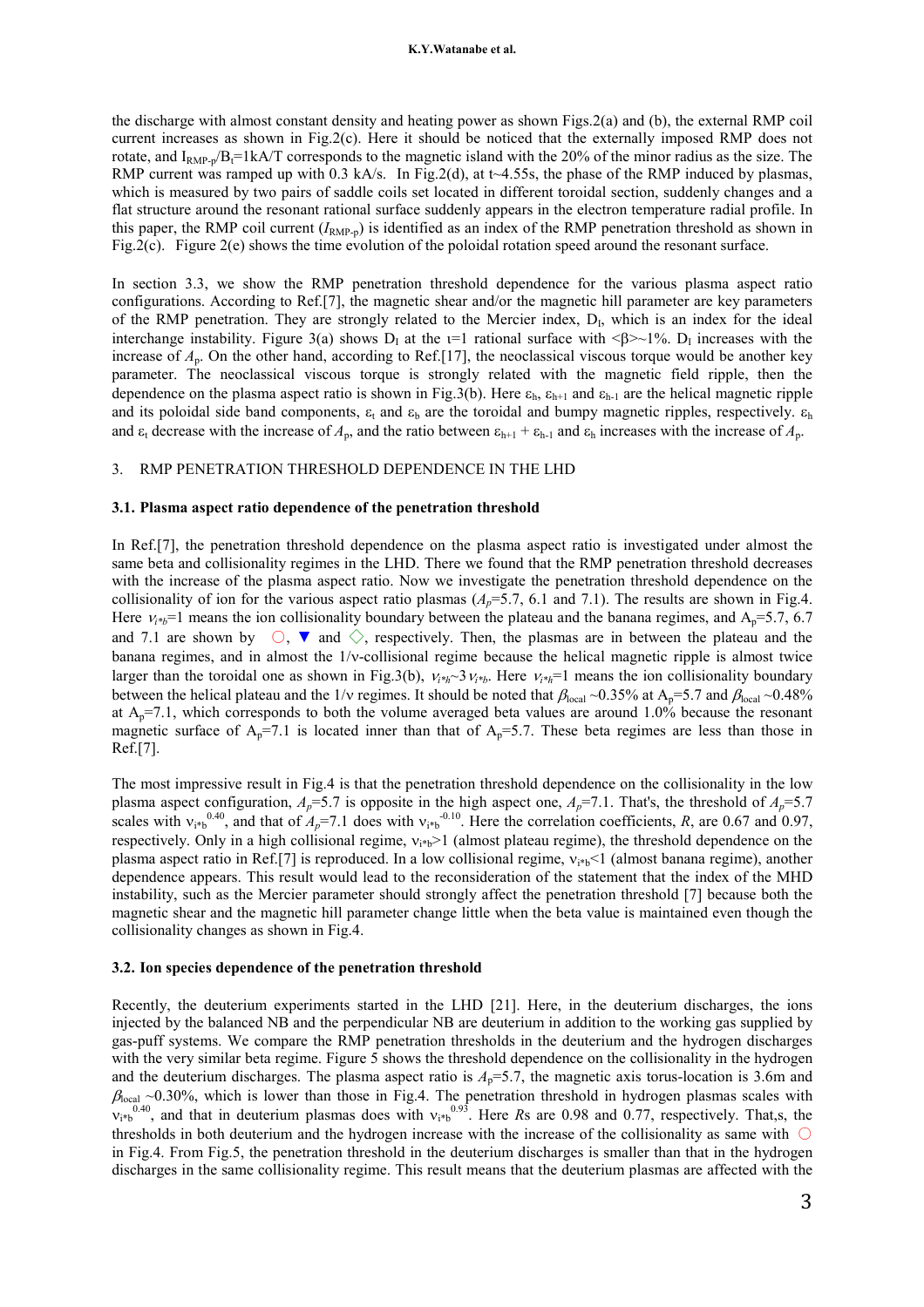the discharge with almost constant density and heating power as shown Figs.2(a) and (b), the external RMP coil current increases as shown in Fig.2(c). Here it should be noticed that the externally imposed RMP does not rotate, and $I_{RMP\text{-}p}/B_t$=1kA/T corresponds to the magnetic island with the 20% of the minor radius as the size. The RMP current was ramped up with 0.3 kA/s. In Fig.2(d), at t~4.55s, the phase of the RMP induced by plasmas, which is measured by two pairs of saddle coils set located in different toroidal section, suddenly changes and a flat structure around the resonant rational surface suddenly appears in the electron temperature radial profile. In this paper, the RMP coil current ($I_{RMP\text{-}p}$) is identified as an index of the RMP penetration threshold as shown in Fig.2(c). Figure 2(e) shows the time evolution of the poloidal rotation speed around the resonant surface.

In section 3.3, we show the RMP penetration threshold dependence for the various plasma aspect ratio configurations. According to Ref.[7], the magnetic shear and/or the magnetic hill parameter are key parameters of the RMP penetration. They are strongly related to the Mercier index, $D_I$, which is an index for the ideal interchange instability. Figure 3(a) shows $D_I$ at the $\iota$=1 rational surface with $<\beta>$~1%. $D_I$ increases with the increase of $A_p$. On the other hand, according to Ref.[17], the neoclassical viscous torque would be another key parameter. The neoclassical viscous torque is strongly related with the magnetic field ripple, then the dependence on the plasma aspect ratio is shown in Fig.3(b). Here $\varepsilon_h$, $\varepsilon_{h+1}$ and $\varepsilon_{h-1}$ are the helical magnetic ripple and its poloidal side band components, $\varepsilon_t$ and $\varepsilon_b$ are the toroidal and bumpy magnetic ripples, respectively. $\varepsilon_h$ and $\varepsilon_t$ decrease with the increase of $A_p$, and the ratio between $\varepsilon_{h+1}$ + $\varepsilon_{h-1}$ and $\varepsilon_h$ increases with the increase of $A_p$.

## 3. RMP PENETRATION THRESHOLD DEPENDENCE IN THE LHD

### 3.1. Plasma aspect ratio dependence of the penetration threshold

In Ref.[7], the penetration threshold dependence on the plasma aspect ratio is investigated under almost the same beta and collisionality regimes in the LHD. There we found that the RMP penetration threshold decreases with the increase of the plasma aspect ratio. Now we investigate the penetration threshold dependence on the collisionality of ion for the various aspect ratio plasmas ($A_p$=5.7, 6.1 and 7.1). The results are shown in Fig.4. Here $\nu_{i*b}$=1 means the ion collisionality boundary between the plateau and the banana regimes, and $A_p$=5.7, 6.7 and 7.1 are shown by ○, ▼ and ◇, respectively. Then, the plasmas are in between the plateau and the banana regimes, and in almost the 1/ν-collisional regime because the helical magnetic ripple is almost twice larger than the toroidal one as shown in Fig.3(b), $\nu_{i*h}$~3$\nu_{i*b}$. Here $\nu_{i*h}$=1 means the ion collisionality boundary between the helical plateau and the 1/ν regimes. It should be noted that $\beta_{local}$ ~0.35% at $A_p$=5.7 and $\beta_{local}$ ~0.48% at $A_p$=7.1, which corresponds to both the volume averaged beta values are around 1.0% because the resonant magnetic surface of $A_p$=7.1 is located inner than that of $A_p$=5.7. These beta regimes are less than those in Ref.[7].

The most impressive result in Fig.4 is that the penetration threshold dependence on the collisionality in the low plasma aspect configuration, $A_p$=5.7 is opposite in the high aspect one, $A_p$=7.1. That's, the threshold of $A_p$=5.7 scales with $\nu_{i*b}^{0.40}$, and that of $A_p$=7.1 does with $\nu_{i*b}^{-0.10}$. Here the correlation coefficients, $R$, are 0.67 and 0.97, respectively. Only in a high collisional regime, $\nu_{i*b}$>1 (almost plateau regime), the threshold dependence on the plasma aspect ratio in Ref.[7] is reproduced. In a low collisional regime, $\nu_{i*b}$<1 (almost banana regime), another dependence appears. This result would lead to the reconsideration of the statement that the index of the MHD instability, such as the Mercier parameter should strongly affect the penetration threshold [7] because both the magnetic shear and the magnetic hill parameter change little when the beta value is maintained even though the collisionality changes as shown in Fig.4.

### 3.2. Ion species dependence of the penetration threshold

Recently, the deuterium experiments started in the LHD [21]. Here, in the deuterium discharges, the ions injected by the balanced NB and the perpendicular NB are deuterium in addition to the working gas supplied by gas-puff systems. We compare the RMP penetration thresholds in the deuterium and the hydrogen discharges with the very similar beta regime. Figure 5 shows the threshold dependence on the collisionality in the hydrogen and the deuterium discharges. The plasma aspect ratio is $A_p$=5.7, the magnetic axis torus-location is 3.6m and $\beta_{local}$ ~0.30%, which is lower than those in Fig.4. The penetration threshold in hydrogen plasmas scales with $\nu_{i*b}^{0.40}$, and that in deuterium plasmas does with $\nu_{i*b}^{0.93}$. Here $R$s are 0.98 and 0.77, respectively. That,s, the thresholds in both deuterium and the hydrogen increase with the increase of the collisionality as same with ○ in Fig.4. From Fig.5, the penetration threshold in the deuterium discharges is smaller than that in the hydrogen discharges in the same collisionality regime. This result means that the deuterium plasmas are affected with the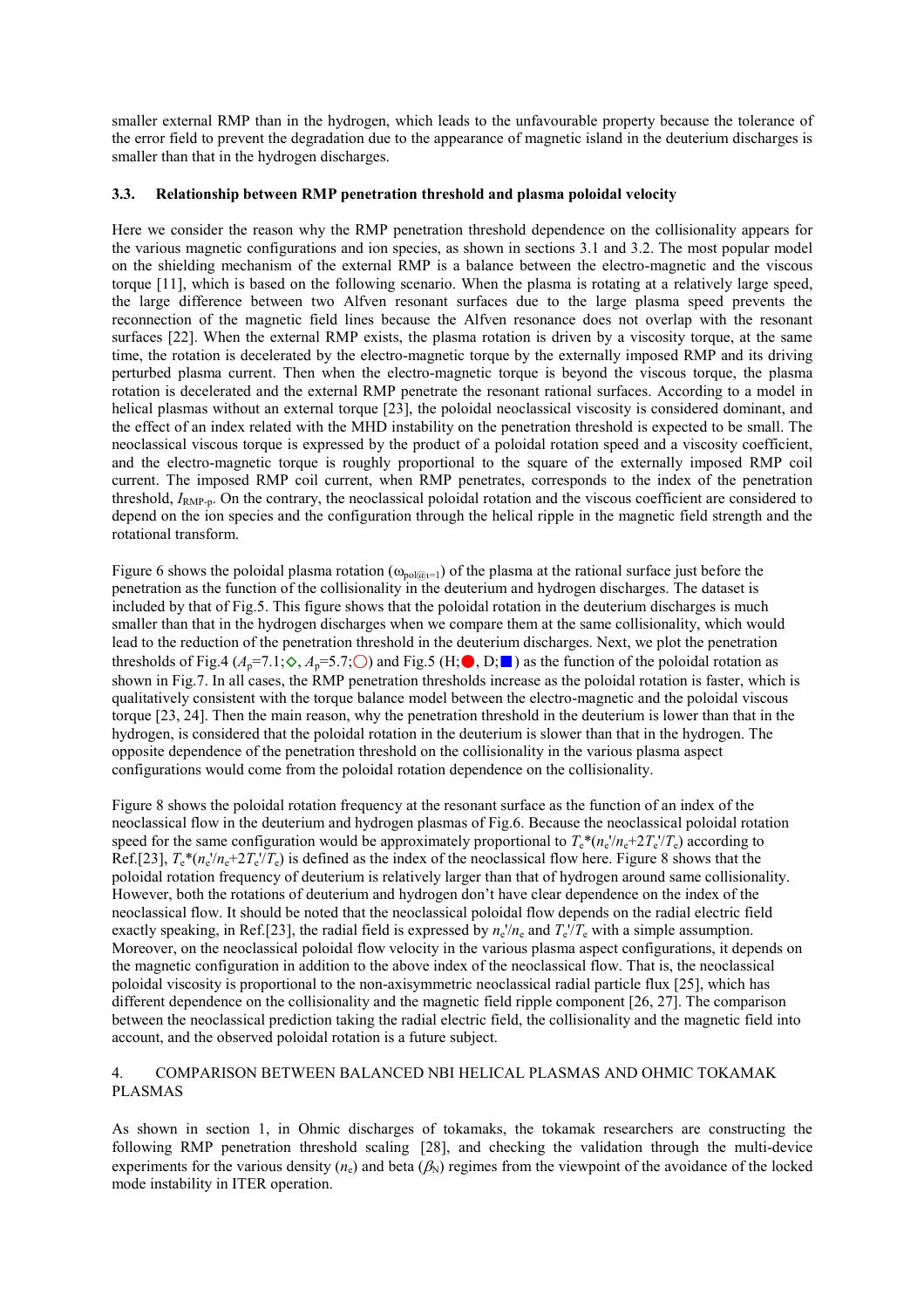smaller external RMP than in the hydrogen, which leads to the unfavourable property because the tolerance of the error field to prevent the degradation due to the appearance of magnetic island in the deuterium discharges is smaller than that in the hydrogen discharges.

### 3.3. Relationship between RMP penetration threshold and plasma poloidal velocity

Here we consider the reason why the RMP penetration threshold dependence on the collisionality appears for the various magnetic configurations and ion species, as shown in sections 3.1 and 3.2. The most popular model on the shielding mechanism of the external RMP is a balance between the electro-magnetic and the viscous torque [11], which is based on the following scenario. When the plasma is rotating at a relatively large speed, the large difference between two Alfven resonant surfaces due to the large plasma speed prevents the reconnection of the magnetic field lines because the Alfven resonance does not overlap with the resonant surfaces [22]. When the external RMP exists, the plasma rotation is driven by a viscosity torque, at the same time, the rotation is decelerated by the electro-magnetic torque by the externally imposed RMP and its driving perturbed plasma current. Then when the electro-magnetic torque is beyond the viscous torque, the plasma rotation is decelerated and the external RMP penetrate the resonant rational surfaces. According to a model in helical plasmas without an external torque [23], the poloidal neoclassical viscosity is considered dominant, and the effect of an index related with the MHD instability on the penetration threshold is expected to be small. The neoclassical viscous torque is expressed by the product of a poloidal rotation speed and a viscosity coefficient, and the electro-magnetic torque is roughly proportional to the square of the externally imposed RMP coil current. The imposed RMP coil current, when RMP penetrates, corresponds to the index of the penetration threshold, $I_{\text{RMP-p}}$. On the contrary, the neoclassical poloidal rotation and the viscous coefficient are considered to depend on the ion species and the configuration through the helical ripple in the magnetic field strength and the rotational transform.

Figure 6 shows the poloidal plasma rotation ($\omega_{\text{pol@}\iota=1}$) of the plasma at the rational surface just before the penetration as the function of the collisionality in the deuterium and hydrogen discharges. The dataset is included by that of Fig.5. This figure shows that the poloidal rotation in the deuterium discharges is much smaller than that in the hydrogen discharges when we compare them at the same collisionality, which would lead to the reduction of the penetration threshold in the deuterium discharges. Next, we plot the penetration thresholds of Fig.4 ($A_p$=7.1;◇, $A_p$=5.7;○) and Fig.5 (H;●, D;■) as the function of the poloidal rotation as shown in Fig.7. In all cases, the RMP penetration thresholds increase as the poloidal rotation is faster, which is qualitatively consistent with the torque balance model between the electro-magnetic and the poloidal viscous torque [23, 24]. Then the main reason, why the penetration threshold in the deuterium is lower than that in the hydrogen, is considered that the poloidal rotation in the deuterium is slower than that in the hydrogen. The opposite dependence of the penetration threshold on the collisionality in the various plasma aspect configurations would come from the poloidal rotation dependence on the collisionality.

Figure 8 shows the poloidal rotation frequency at the resonant surface as the function of an index of the neoclassical flow in the deuterium and hydrogen plasmas of Fig.6. Because the neoclassical poloidal rotation speed for the same configuration would be approximately proportional to $T_e*(n_e'/n_e+2T_e'/T_e)$ according to Ref.[23], $T_e*(n_e'/n_e+2T_e'/T_e)$ is defined as the index of the neoclassical flow here. Figure 8 shows that the poloidal rotation frequency of deuterium is relatively larger than that of hydrogen around same collisionality. However, both the rotations of deuterium and hydrogen don't have clear dependence on the index of the neoclassical flow. It should be noted that the neoclassical poloidal flow depends on the radial electric field exactly speaking, in Ref.[23], the radial field is expressed by $n_e'/n_e$ and $T_e'/T_e$ with a simple assumption. Moreover, on the neoclassical poloidal flow velocity in the various plasma aspect configurations, it depends on the magnetic configuration in addition to the above index of the neoclassical flow. That is, the neoclassical poloidal viscosity is proportional to the non-axisymmetric neoclassical radial particle flux [25], which has different dependence on the collisionality and the magnetic field ripple component [26, 27]. The comparison between the neoclassical prediction taking the radial electric field, the collisionality and the magnetic field into account, and the observed poloidal rotation is a future subject.

## 4. COMPARISON BETWEEN BALANCED NBI HELICAL PLASMAS AND OHMIC TOKAMAK PLASMAS

As shown in section 1, in Ohmic discharges of tokamaks, the tokamak researchers are constructing the following RMP penetration threshold scaling [28], and checking the validation through the multi-device experiments for the various density ($n_e$) and beta ($\beta_N$) regimes from the viewpoint of the avoidance of the locked mode instability in ITER operation.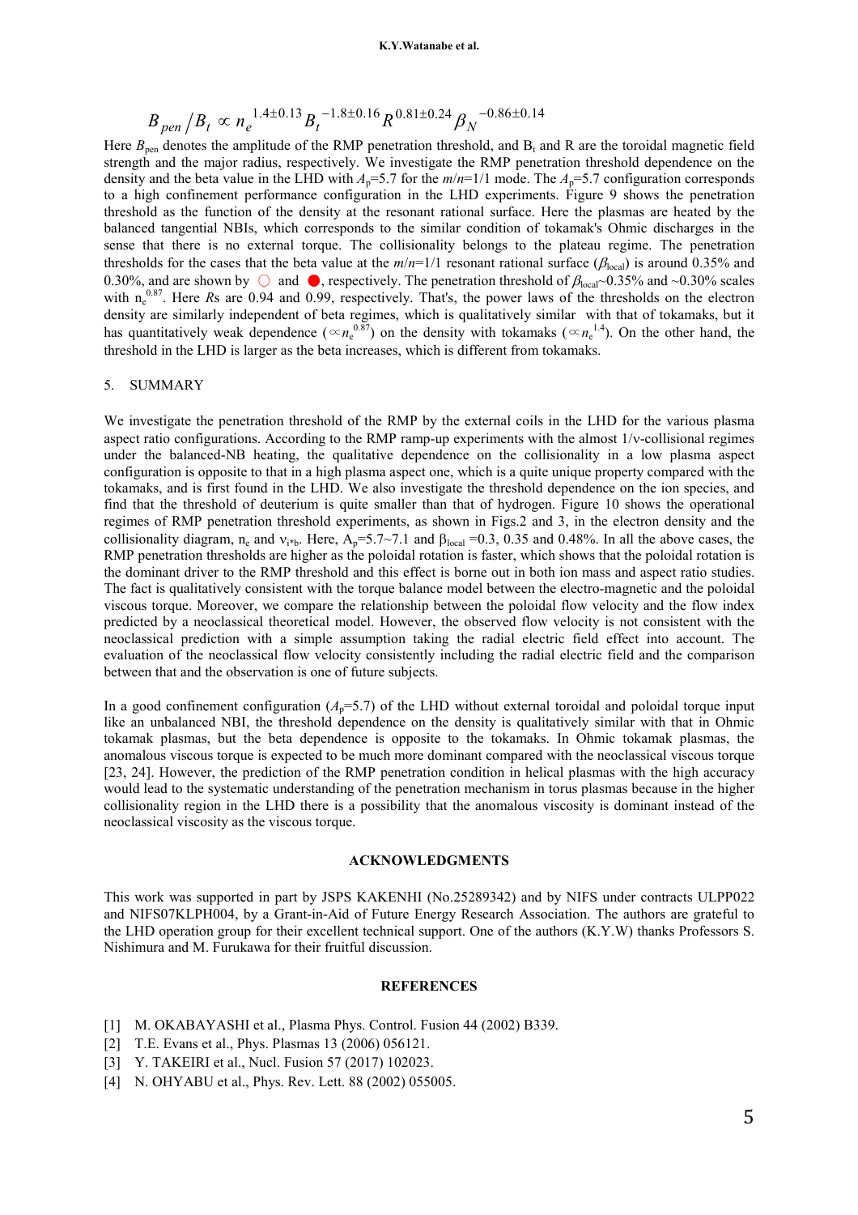$$B_{pen}/B_t \propto n_e^{1.4\pm0.13} B_t^{-1.8\pm0.16} R^{0.81\pm0.24} \beta_N^{-0.86\pm0.14}$$

Here $B_{pen}$ denotes the amplitude of the RMP penetration threshold, and $B_t$ and R are the toroidal magnetic field strength and the major radius, respectively. We investigate the RMP penetration threshold dependence on the density and the beta value in the LHD with $A_p$=5.7 for the $m/n$=1/1 mode. The $A_p$=5.7 configuration corresponds to a high confinement performance configuration in the LHD experiments. Figure 9 shows the penetration threshold as the function of the density at the resonant rational surface. Here the plasmas are heated by the balanced tangential NBIs, which corresponds to the similar condition of tokamak's Ohmic discharges in the sense that there is no external torque. The collisionality belongs to the plateau regime. The penetration thresholds for the cases that the beta value at the $m/n$=1/1 resonant rational surface ($\beta_{local}$) is around 0.35% and 0.30%, and are shown by ○ and ●, respectively. The penetration threshold of $\beta_{local}$~0.35% and ~0.30% scales with $n_e^{0.87}$. Here $R$s are 0.94 and 0.99, respectively. That's, the power laws of the thresholds on the electron density are similarly independent of beta regimes, which is qualitatively similar with that of tokamaks, but it has quantitatively weak dependence ($\propto n_e^{0.87}$) on the density with tokamaks ($\propto n_e^{1.4}$). On the other hand, the threshold in the LHD is larger as the beta increases, which is different from tokamaks.

## 5. SUMMARY

We investigate the penetration threshold of the RMP by the external coils in the LHD for the various plasma aspect ratio configurations. According to the RMP ramp-up experiments with the almost 1/ν-collisional regimes under the balanced-NB heating, the qualitative dependence on the collisionality in a low plasma aspect configuration is opposite to that in a high plasma aspect one, which is a quite unique property compared with the tokamaks, and is first found in the LHD. We also investigate the threshold dependence on the ion species, and find that the threshold of deuterium is quite smaller than that of hydrogen. Figure 10 shows the operational regimes of RMP penetration threshold experiments, as shown in Figs.2 and 3, in the electron density and the collisionality diagram, $n_e$ and $\nu_{i*b}$. Here, $A_p$=5.7~7.1 and $\beta_{local}$ =0.3, 0.35 and 0.48%. In all the above cases, the RMP penetration thresholds are higher as the poloidal rotation is faster, which shows that the poloidal rotation is the dominant driver to the RMP threshold and this effect is borne out in both ion mass and aspect ratio studies. The fact is qualitatively consistent with the torque balance model between the electro-magnetic and the poloidal viscous torque. Moreover, we compare the relationship between the poloidal flow velocity and the flow index predicted by a neoclassical theoretical model. However, the observed flow velocity is not consistent with the neoclassical prediction with a simple assumption taking the radial electric field effect into account. The evaluation of the neoclassical flow velocity consistently including the radial electric field and the comparison between that and the observation is one of future subjects.

In a good confinement configuration ($A_p$=5.7) of the LHD without external toroidal and poloidal torque input like an unbalanced NBI, the threshold dependence on the density is qualitatively similar with that in Ohmic tokamak plasmas, but the beta dependence is opposite to the tokamaks. In Ohmic tokamak plasmas, the anomalous viscous torque is expected to be much more dominant compared with the neoclassical viscous torque [23, 24]. However, the prediction of the RMP penetration condition in helical plasmas with the high accuracy would lead to the systematic understanding of the penetration mechanism in torus plasmas because in the higher collisionality region in the LHD there is a possibility that the anomalous viscosity is dominant instead of the neoclassical viscosity as the viscous torque.

## ACKNOWLEDGMENTS

This work was supported in part by JSPS KAKENHI (No.25289342) and by NIFS under contracts ULPP022 and NIFS07KLPH004, by a Grant-in-Aid of Future Energy Research Association. The authors are grateful to the LHD operation group for their excellent technical support. One of the authors (K.Y.W) thanks Professors S. Nishimura and M. Furukawa for their fruitful discussion.

## REFERENCES

[1] M. OKABAYASHI et al., Plasma Phys. Control. Fusion 44 (2002) B339.
[2] T.E. Evans et al., Phys. Plasmas 13 (2006) 056121.
[3] Y. TAKEIRI et al., Nucl. Fusion 57 (2017) 102023.
[4] N. OHYABU et al., Phys. Rev. Lett. 88 (2002) 055005.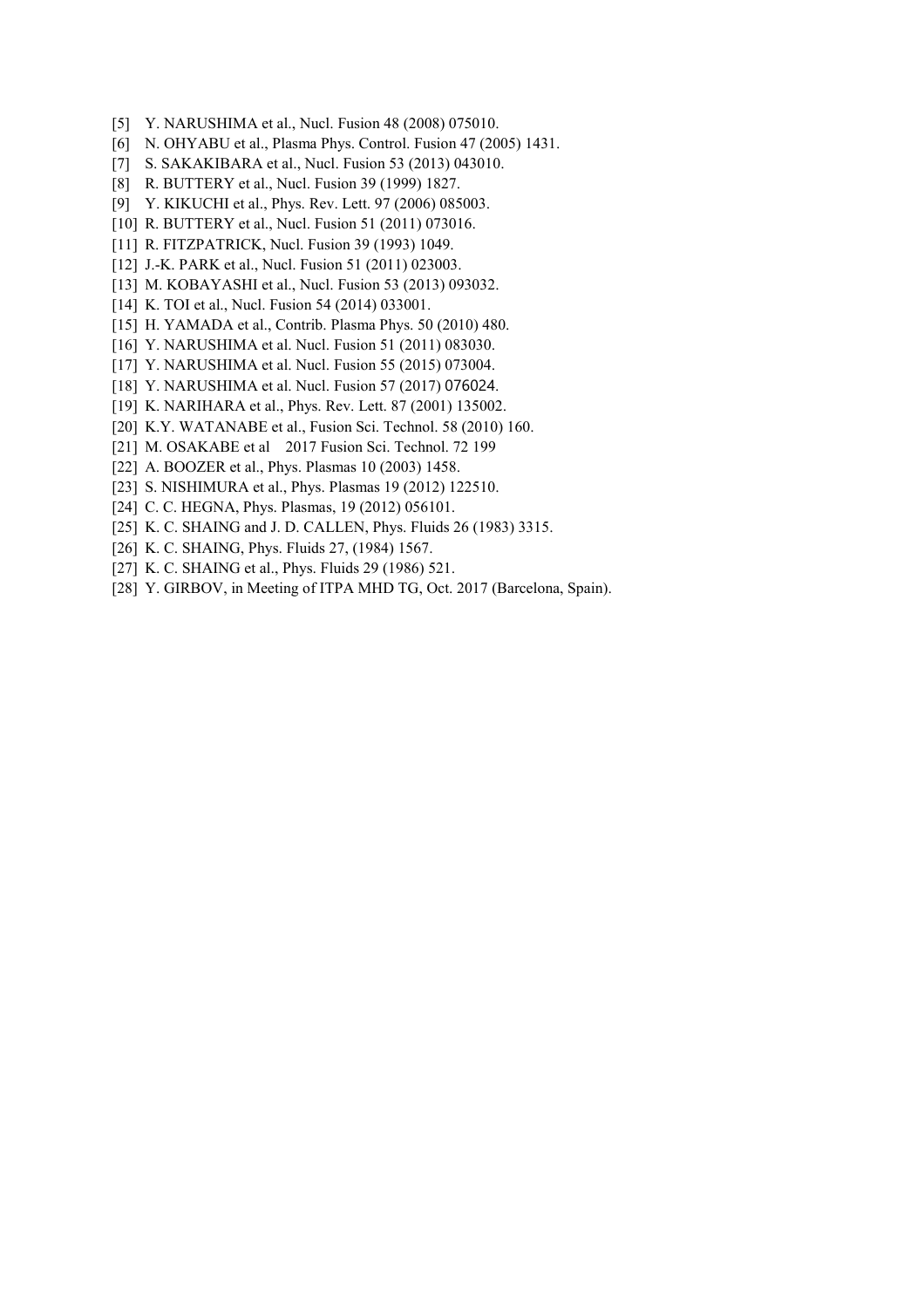[5] Y. NARUSHIMA et al., Nucl. Fusion 48 (2008) 075010.

[6] N. OHYABU et al., Plasma Phys. Control. Fusion 47 (2005) 1431.

[7] S. SAKAKIBARA et al., Nucl. Fusion 53 (2013) 043010.

[8] R. BUTTERY et al., Nucl. Fusion 39 (1999) 1827.

[9] Y. KIKUCHI et al., Phys. Rev. Lett. 97 (2006) 085003.

[10] R. BUTTERY et al., Nucl. Fusion 51 (2011) 073016.

[11] R. FITZPATRICK, Nucl. Fusion 39 (1993) 1049.

[12] J.-K. PARK et al., Nucl. Fusion 51 (2011) 023003.

[13] M. KOBAYASHI et al., Nucl. Fusion 53 (2013) 093032.

[14] K. TOI et al., Nucl. Fusion 54 (2014) 033001.

[15] H. YAMADA et al., Contrib. Plasma Phys. 50 (2010) 480.

[16] Y. NARUSHIMA et al. Nucl. Fusion 51 (2011) 083030.

[17] Y. NARUSHIMA et al. Nucl. Fusion 55 (2015) 073004.

[18] Y. NARUSHIMA et al. Nucl. Fusion 57 (2017) 076024.

[19] K. NARIHARA et al., Phys. Rev. Lett. 87 (2001) 135002.

[20] K.Y. WATANABE et al., Fusion Sci. Technol. 58 (2010) 160.

[21] M. OSAKABE et al 2017 Fusion Sci. Technol. 72 199

[22] A. BOOZER et al., Phys. Plasmas 10 (2003) 1458.

[23] S. NISHIMURA et al., Phys. Plasmas 19 (2012) 122510.

[24] C. C. HEGNA, Phys. Plasmas, 19 (2012) 056101.

[25] K. C. SHAING and J. D. CALLEN, Phys. Fluids 26 (1983) 3315.

[26] K. C. SHAING, Phys. Fluids 27, (1984) 1567.

[27] K. C. SHAING et al., Phys. Fluids 29 (1986) 521.

[28] Y. GIRBOV, in Meeting of ITPA MHD TG, Oct. 2017 (Barcelona, Spain).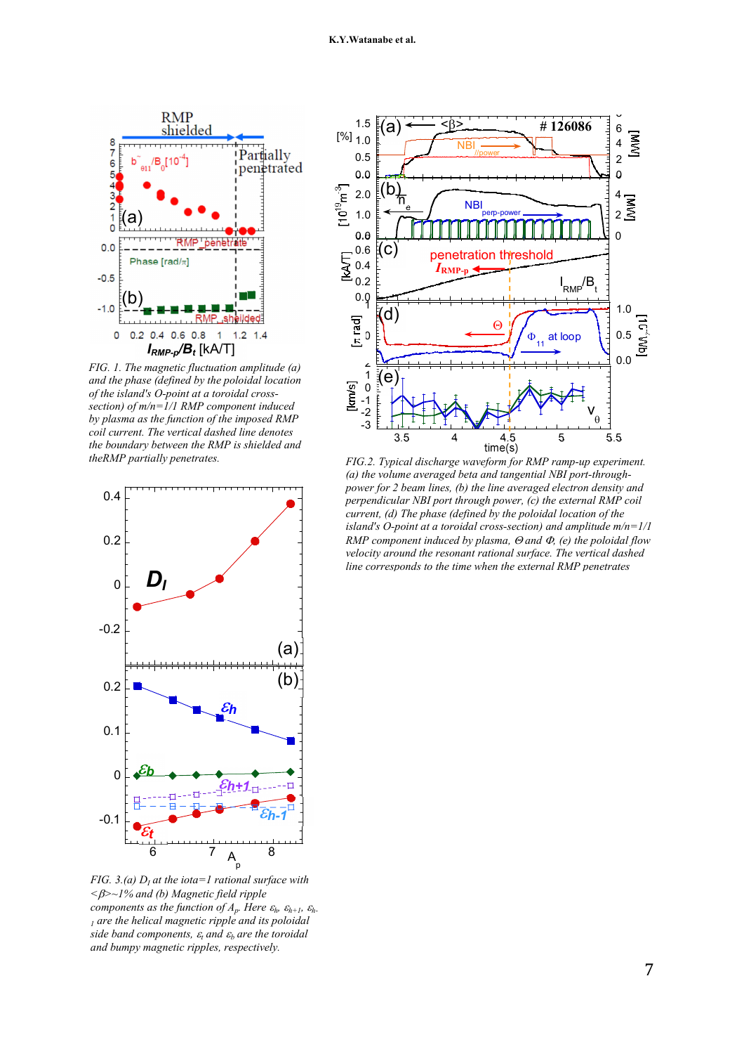*FIG. 1. The magnetic fluctuation amplitude (a) and the phase (defined by the poloidal location of the island's O-point at a toroidal cross-section) of m/n=1/1 RMP component induced by plasma as the function of the imposed RMP coil current. The vertical dashed line denotes the boundary between the RMP is shielded and theRMP partially penetrates.*

*FIG.2. Typical discharge waveform for RMP ramp-up experiment. (a) the volume averaged beta and tangential NBI port-through-power for 2 beam lines, (b) the line averaged electron density and perpendicular NBI port through power, (c) the external RMP coil current, (d) The phase (defined by the poloidal location of the island's O-point at a toroidal cross-section) and amplitude m/n=1/1 RMP component induced by plasma, $\Theta$ and $\Phi$, (e) the poloidal flow velocity around the resonant rational surface. The vertical dashed line corresponds to the time when the external RMP penetrates*

*FIG. 3.(a) $D_I$ at the iota=1 rational surface with $<\beta>$~1% and (b) Magnetic field ripple components as the function of $A_p$. Here $\varepsilon_h$, $\varepsilon_{h+1}$, $\varepsilon_{h-1}$ are the helical magnetic ripple and its poloidal side band components, $\varepsilon_t$ and $\varepsilon_b$ are the toroidal and bumpy magnetic ripples, respectively.*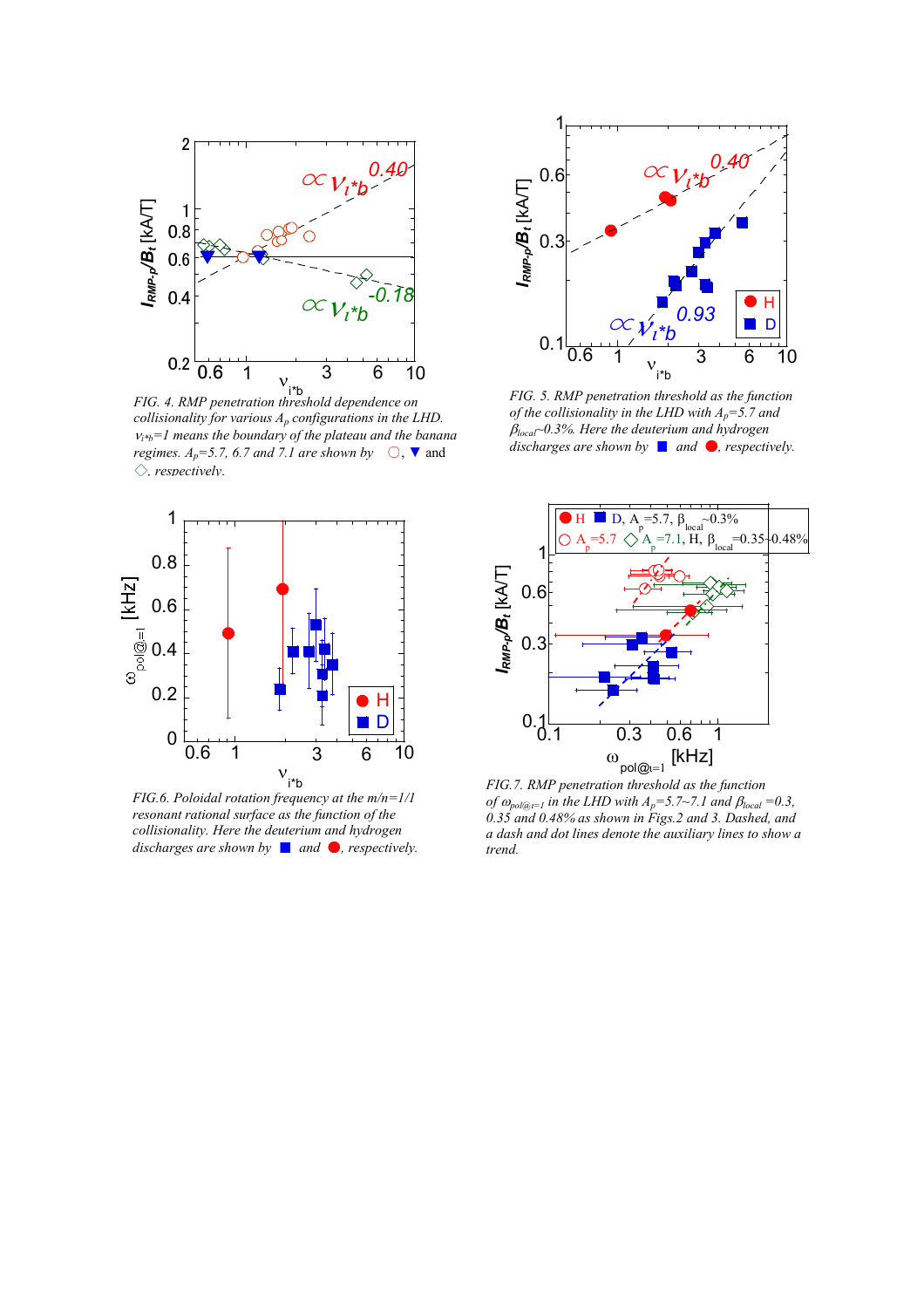FIG. 4. RMP penetration threshold dependence on collisionality for various $A_p$ configurations in the LHD. $\nu_{i*b}=1$ means the boundary of the plateau and the banana regimes. $A_p$=5.7, 6.7 and 7.1 are shown by ○, ▼ and ◇, respectively.

FIG. 5. RMP penetration threshold as the function of the collisionality in the LHD with $A_p$=5.7 and $\beta_{local}$~0.3%. Here the deuterium and hydrogen discharges are shown by ■ and ●, respectively.

FIG.6. Poloidal rotation frequency at the m/n=1/1 resonant rational surface as the function of the collisionality. Here the deuterium and hydrogen discharges are shown by ■ and ●, respectively.

FIG.7. RMP penetration threshold as the function of $\omega_{pol@\iota=1}$ in the LHD with $A_p$=5.7~7.1 and $\beta_{local}$ =0.3, 0.35 and 0.48% as shown in Figs.2 and 3. Dashed, and a dash and dot lines denote the auxiliary lines to show a trend.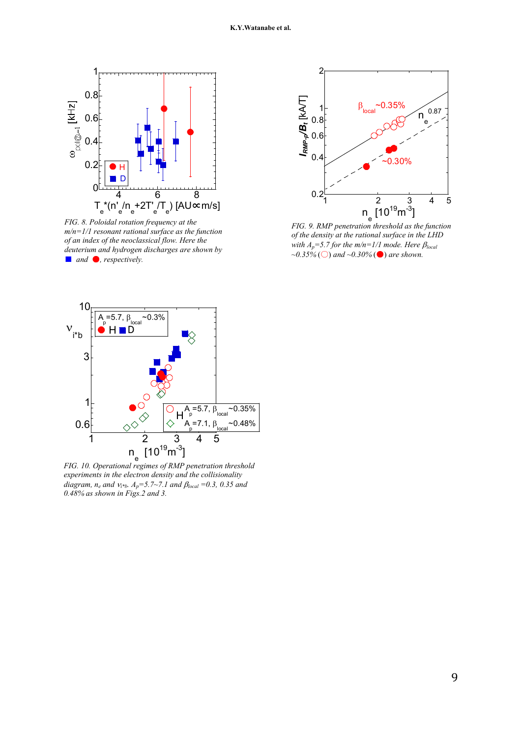1
0.8
0.6
0.4
0.2
0
4
6
8
$\omega_{pol@\iota=1}$ [kHz]
H
D
$T_e*(n'_e/n_e+2T'_e/T_e)$ [AU∝m/s]

*FIG. 8. Poloidal rotation frequency at the m/n=1/1 resonant rational surface as the function of an index of the neoclassical flow. Here the deuterium and hydrogen discharges are shown by ■ and ●, respectively.*

2
1
0.8
0.6
0.4
0.2
1
2
3
4
5
$I_{RMP-p}/B_t$ [kA/T]
$\beta_{local}$ ~0.35%
~0.30%
$n_e^{0.87}$
$n_e$ [$10^{19}$m$^{-3}$]

*FIG. 9. RMP penetration threshold as the function of the density at the rational surface in the LHD with $A_p$=5.7 for the m/n=1/1 mode. Here $\beta_{local}$ ~0.35% (○) and ~0.30% (●) are shown.*

10
3
1
0.6
1
2
3
4
5
$\nu_{i*b}$
$A_p$=5.7, $\beta_{local}$~0.3%
● H ■ D
H ○ $A_p$=5.7, $\beta_{local}$~0.35%
◇ $A_p$=7.1, $\beta_{local}$~0.48%
$n_e$ [$10^{19}$m$^{-3}$]

*FIG. 10. Operational regimes of RMP penetration threshold experiments in the electron density and the collisionality diagram, $n_e$ and $\nu_{i*b}$. $A_p$=5.7~7.1 and $\beta_{local}$ =0.3, 0.35 and 0.48% as shown in Figs.2 and 3.*